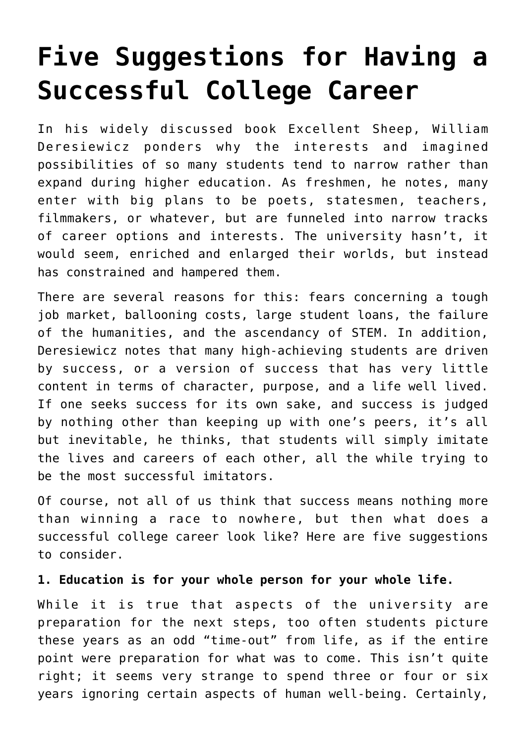# Five Suggestions for Having a Successful College Career

In his widely discussed book Excellent Sheep, William Deresiewicz ponders why the interests and imagined possibilities of so many students tend to narrow rather than expand during higher education. As freshmen, he notes, many enter with big plans to be poets, statesmen, teachers, filmmakers, or whatever, but are funneled into narrow tracks of career options and interests. The university hasn't, it would seem, enriched and enlarged their worlds, but instead has constrained and hampered them.

There are several reasons for this: fears concerning a tough job market, ballooning costs, large student loans, the failure of the humanities, and the ascendancy of STEM. In addition, Deresiewicz notes that many high-achieving students are driven by success, or a version of success that has very little content in terms of character, purpose, and a life well lived. If one seeks success for its own sake, and success is judged by nothing other than keeping up with one's peers, it's all but inevitable, he thinks, that students will simply imitate the lives and careers of each other, all the while trying to be the most successful imitators.

Of course, not all of us think that success means nothing more than winning a race to nowhere, but then what does a successful college career look like? Here are five suggestions to consider.

**1. Education is for your whole person for your whole life.**

While it is true that aspects of the university are preparation for the next steps, too often students picture these years as an odd "time-out" from life, as if the entire point were preparation for what was to come. This isn't quite right; it seems very strange to spend three or four or six years ignoring certain aspects of human well-being. Certainly,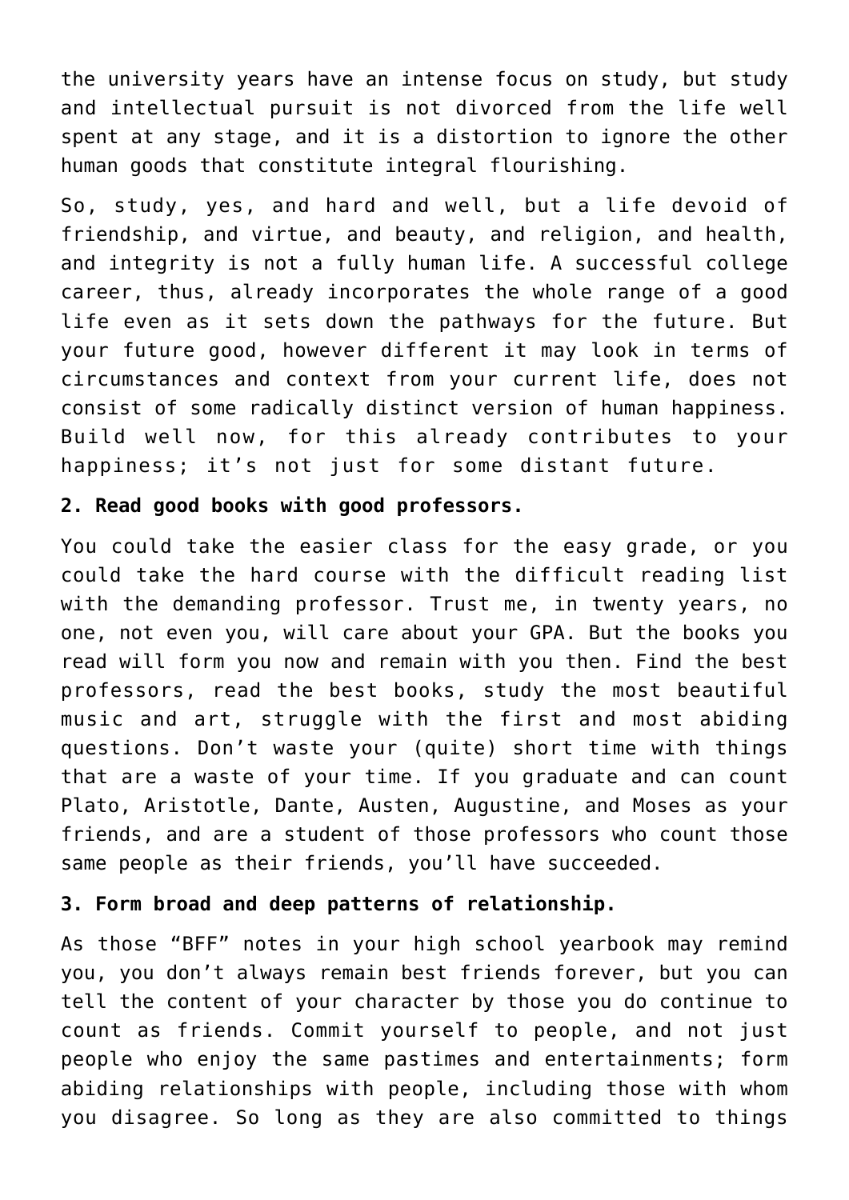the university years have an intense focus on study, but study and intellectual pursuit is not divorced from the life well spent at any stage, and it is a distortion to ignore the other human goods that constitute integral flourishing.

So, study, yes, and hard and well, but a life devoid of friendship, and virtue, and beauty, and religion, and health, and integrity is not a fully human life. A successful college career, thus, already incorporates the whole range of a good life even as it sets down the pathways for the future. But your future good, however different it may look in terms of circumstances and context from your current life, does not consist of some radically distinct version of human happiness. Build well now, for this already contributes to your happiness; it's not just for some distant future.

**2. Read good books with good professors.**

You could take the easier class for the easy grade, or you could take the hard course with the difficult reading list with the demanding professor. Trust me, in twenty years, no one, not even you, will care about your GPA. But the books you read will form you now and remain with you then. Find the best professors, read the best books, study the most beautiful music and art, struggle with the first and most abiding questions. Don't waste your (quite) short time with things that are a waste of your time. If you graduate and can count Plato, Aristotle, Dante, Austen, Augustine, and Moses as your friends, and are a student of those professors who count those same people as their friends, you'll have succeeded.

**3. Form broad and deep patterns of relationship.**

As those "BFF" notes in your high school yearbook may remind you, you don't always remain best friends forever, but you can tell the content of your character by those you do continue to count as friends. Commit yourself to people, and not just people who enjoy the same pastimes and entertainments; form abiding relationships with people, including those with whom you disagree. So long as they are also committed to things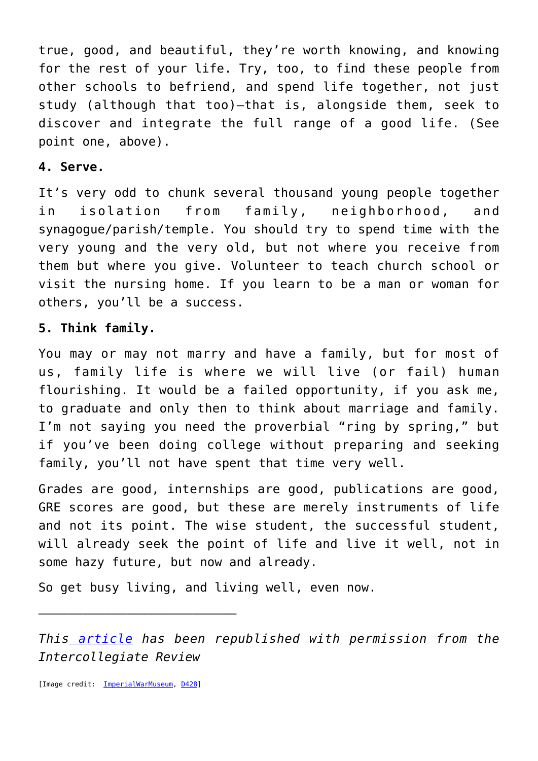true, good, and beautiful, they're worth knowing, and knowing for the rest of your life. Try, too, to find these people from other schools to befriend, and spend life together, not just study (although that too)—that is, alongside them, seek to discover and integrate the full range of a good life. (See point one, above).

**4. Serve.**

It's very odd to chunk several thousand young people together in isolation from family, neighborhood, and synagogue/parish/temple. You should try to spend time with the very young and the very old, but not where you receive from them but where you give. Volunteer to teach church school or visit the nursing home. If you learn to be a man or woman for others, you'll be a success.

**5. Think family.**

You may or may not marry and have a family, but for most of us, family life is where we will live (or fail) human flourishing. It would be a failed opportunity, if you ask me, to graduate and only then to think about marriage and family. I'm not saying you need the proverbial "ring by spring," but if you've been doing college without preparing and seeking family, you'll not have spent that time very well.

Grades are good, internships are good, publications are good, GRE scores are good, but these are merely instruments of life and not its point. The wise student, the successful student, will already seek the point of life and live it well, not in some hazy future, but now and already.

So get busy living, and living well, even now.

---

*This article has been republished with permission from the Intercollegiate Review*

[Image credit: ImperialWarMuseum, D428]